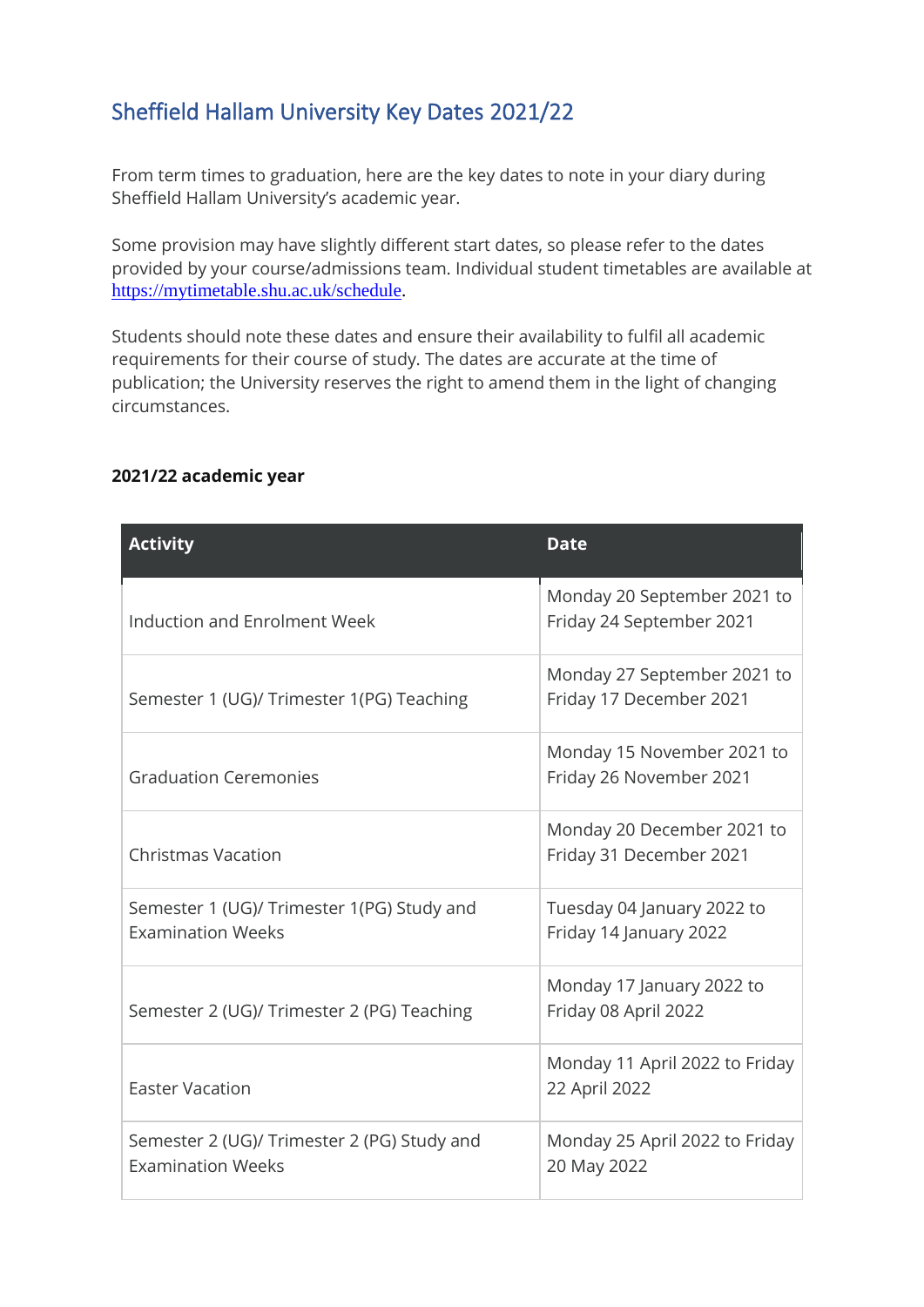# Sheffield Hallam University Key Dates 2021/22

From term times to graduation, here are the key dates to note in your diary during Sheffield Hallam University's academic year.

Some provision may have slightly different start dates, so please refer to the dates provided by your course/admissions team. Individual student timetables are available at https://mytimetable.shu.ac.uk/schedule.

Students should note these dates and ensure their availability to fulfil all academic requirements for their course of study. The dates are accurate at the time of publication; the University reserves the right to amend them in the light of changing circumstances.

**2021/22 academic year**

| Activity | Date |
|---|---|
| Induction and Enrolment Week | Monday 20 September 2021 to Friday 24 September 2021 |
| Semester 1 (UG)/ Trimester 1(PG) Teaching | Monday 27 September 2021 to Friday 17 December 2021 |
| Graduation Ceremonies | Monday 15 November 2021 to Friday 26 November 2021 |
| Christmas Vacation | Monday 20 December 2021 to Friday 31 December 2021 |
| Semester 1 (UG)/ Trimester 1(PG) Study and Examination Weeks | Tuesday 04 January 2022 to Friday 14 January 2022 |
| Semester 2 (UG)/ Trimester 2 (PG) Teaching | Monday 17 January 2022 to Friday 08 April 2022 |
| Easter Vacation | Monday 11 April 2022 to Friday 22 April 2022 |
| Semester 2 (UG)/ Trimester 2 (PG) Study and Examination Weeks | Monday 25 April 2022 to Friday 20 May 2022 |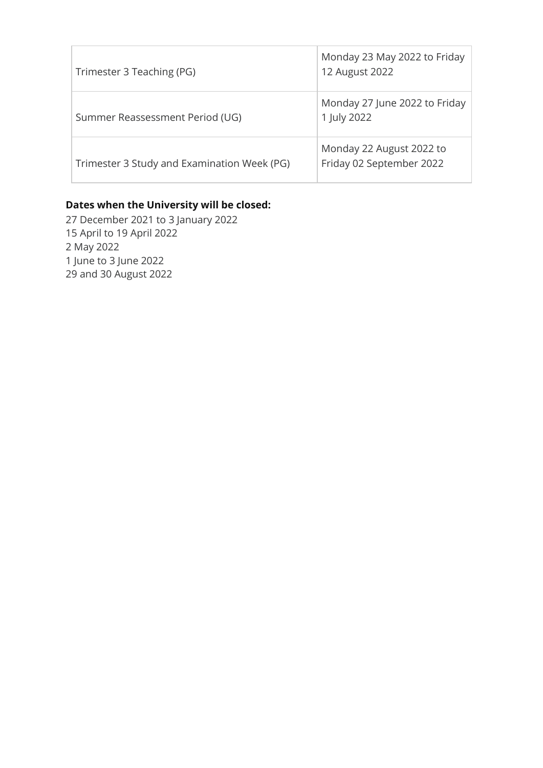| | |
|---|---|
| Trimester 3 Teaching (PG) | Monday 23 May 2022 to Friday 12 August 2022 |
| Summer Reassessment Period (UG) | Monday 27 June 2022 to Friday 1 July 2022 |
| Trimester 3 Study and Examination Week (PG) | Monday 22 August 2022 to Friday 02 September 2022 |

**Dates when the University will be closed:**

27 December 2021 to 3 January 2022
15 April to 19 April 2022
2 May 2022
1 June to 3 June 2022
29 and 30 August 2022